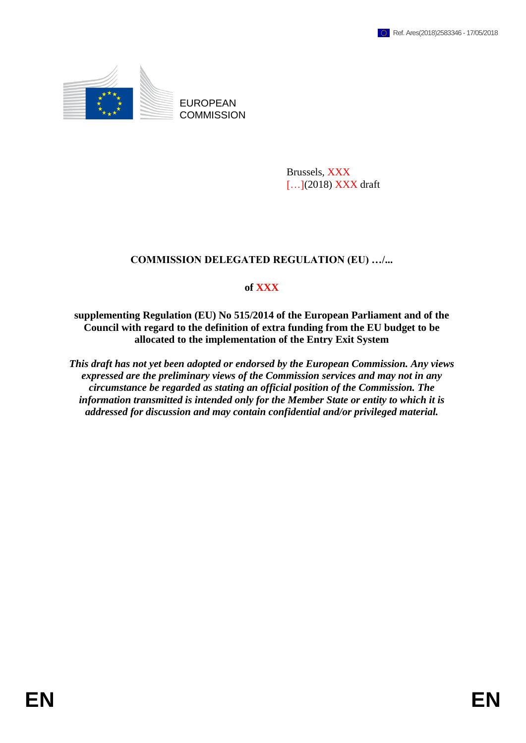Ref. Ares(2018)2583346 - 17/05/2018

EUROPEAN COMMISSION

Brussels, XXX
[…](2018) XXX draft

# COMMISSION DELEGATED REGULATION (EU) …/...

## of XXX

## supplementing Regulation (EU) No 515/2014 of the European Parliament and of the Council with regard to the definition of extra funding from the EU budget to be allocated to the implementation of the Entry Exit System

***This draft has not yet been adopted or endorsed by the European Commission. Any views expressed are the preliminary views of the Commission services and may not in any circumstance be regarded as stating an official position of the Commission. The information transmitted is intended only for the Member State or entity to which it is addressed for discussion and may contain confidential and/or privileged material.***

EN EN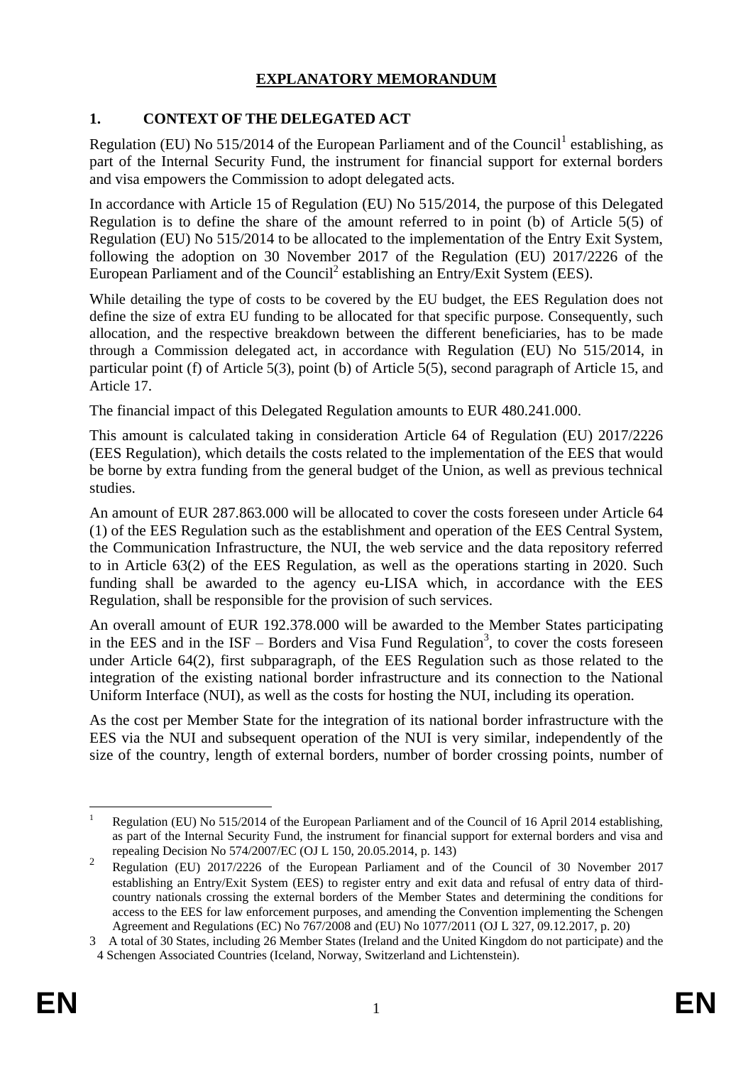# EXPLANATORY MEMORANDUM

## 1. CONTEXT OF THE DELEGATED ACT

Regulation (EU) No 515/2014 of the European Parliament and of the Council[1] establishing, as part of the Internal Security Fund, the instrument for financial support for external borders and visa empowers the Commission to adopt delegated acts.

In accordance with Article 15 of Regulation (EU) No 515/2014, the purpose of this Delegated Regulation is to define the share of the amount referred to in point (b) of Article 5(5) of Regulation (EU) No 515/2014 to be allocated to the implementation of the Entry Exit System, following the adoption on 30 November 2017 of the Regulation (EU) 2017/2226 of the European Parliament and of the Council[2] establishing an Entry/Exit System (EES).

While detailing the type of costs to be covered by the EU budget, the EES Regulation does not define the size of extra EU funding to be allocated for that specific purpose. Consequently, such allocation, and the respective breakdown between the different beneficiaries, has to be made through a Commission delegated act, in accordance with Regulation (EU) No 515/2014, in particular point (f) of Article 5(3), point (b) of Article 5(5), second paragraph of Article 15, and Article 17.

The financial impact of this Delegated Regulation amounts to EUR 480.241.000.

This amount is calculated taking in consideration Article 64 of Regulation (EU) 2017/2226 (EES Regulation), which details the costs related to the implementation of the EES that would be borne by extra funding from the general budget of the Union, as well as previous technical studies.

An amount of EUR 287.863.000 will be allocated to cover the costs foreseen under Article 64 (1) of the EES Regulation such as the establishment and operation of the EES Central System, the Communication Infrastructure, the NUI, the web service and the data repository referred to in Article 63(2) of the EES Regulation, as well as the operations starting in 2020. Such funding shall be awarded to the agency eu-LISA which, in accordance with the EES Regulation, shall be responsible for the provision of such services.

An overall amount of EUR 192.378.000 will be awarded to the Member States participating in the EES and in the ISF – Borders and Visa Fund Regulation[3], to cover the costs foreseen under Article 64(2), first subparagraph, of the EES Regulation such as those related to the integration of the existing national border infrastructure and its connection to the National Uniform Interface (NUI), as well as the costs for hosting the NUI, including its operation.

As the cost per Member State for the integration of its national border infrastructure with the EES via the NUI and subsequent operation of the NUI is very similar, independently of the size of the country, length of external borders, number of border crossing points, number of

---

[1] Regulation (EU) No 515/2014 of the European Parliament and of the Council of 16 April 2014 establishing, as part of the Internal Security Fund, the instrument for financial support for external borders and visa and repealing Decision No 574/2007/EC (OJ L 150, 20.05.2014, p. 143)

[2] Regulation (EU) 2017/2226 of the European Parliament and of the Council of 30 November 2017 establishing an Entry/Exit System (EES) to register entry and exit data and refusal of entry data of third-country nationals crossing the external borders of the Member States and determining the conditions for access to the EES for law enforcement purposes, and amending the Convention implementing the Schengen Agreement and Regulations (EC) No 767/2008 and (EU) No 1077/2011 (OJ L 327, 09.12.2017, p. 20)

[3] A total of 30 States, including 26 Member States (Ireland and the United Kingdom do not participate) and the 4 Schengen Associated Countries (Iceland, Norway, Switzerland and Lichtenstein).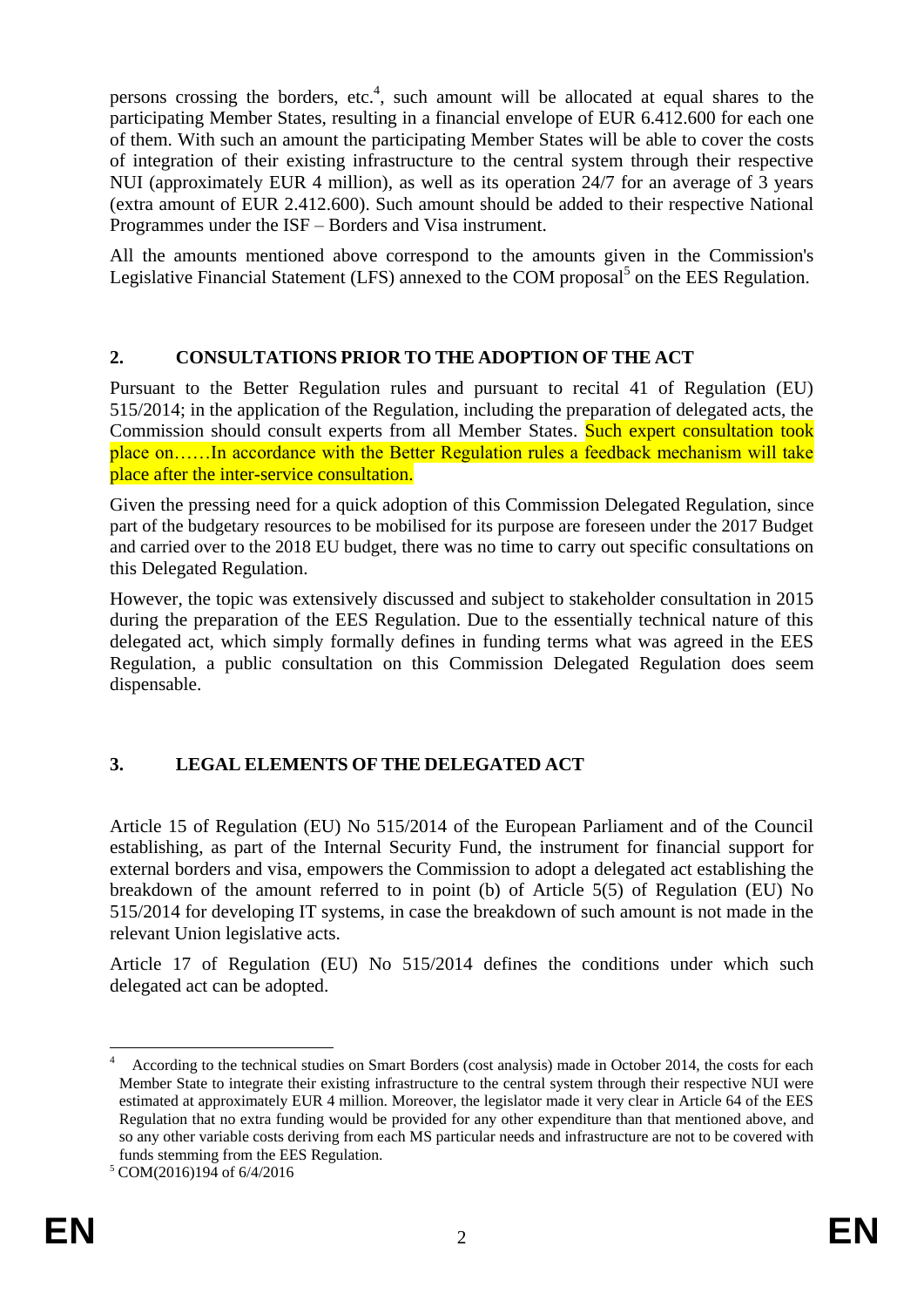persons crossing the borders, etc.[4], such amount will be allocated at equal shares to the participating Member States, resulting in a financial envelope of EUR 6.412.600 for each one of them. With such an amount the participating Member States will be able to cover the costs of integration of their existing infrastructure to the central system through their respective NUI (approximately EUR 4 million), as well as its operation 24/7 for an average of 3 years (extra amount of EUR 2.412.600). Such amount should be added to their respective National Programmes under the ISF – Borders and Visa instrument.

All the amounts mentioned above correspond to the amounts given in the Commission's Legislative Financial Statement (LFS) annexed to the COM proposal[5] on the EES Regulation.

## 2. CONSULTATIONS PRIOR TO THE ADOPTION OF THE ACT

Pursuant to the Better Regulation rules and pursuant to recital 41 of Regulation (EU) 515/2014; in the application of the Regulation, including the preparation of delegated acts, the Commission should consult experts from all Member States. Such expert consultation took place on……In accordance with the Better Regulation rules a feedback mechanism will take place after the inter-service consultation.

Given the pressing need for a quick adoption of this Commission Delegated Regulation, since part of the budgetary resources to be mobilised for its purpose are foreseen under the 2017 Budget and carried over to the 2018 EU budget, there was no time to carry out specific consultations on this Delegated Regulation.

However, the topic was extensively discussed and subject to stakeholder consultation in 2015 during the preparation of the EES Regulation. Due to the essentially technical nature of this delegated act, which simply formally defines in funding terms what was agreed in the EES Regulation, a public consultation on this Commission Delegated Regulation does seem dispensable.

## 3. LEGAL ELEMENTS OF THE DELEGATED ACT

Article 15 of Regulation (EU) No 515/2014 of the European Parliament and of the Council establishing, as part of the Internal Security Fund, the instrument for financial support for external borders and visa, empowers the Commission to adopt a delegated act establishing the breakdown of the amount referred to in point (b) of Article 5(5) of Regulation (EU) No 515/2014 for developing IT systems, in case the breakdown of such amount is not made in the relevant Union legislative acts.

Article 17 of Regulation (EU) No 515/2014 defines the conditions under which such delegated act can be adopted.

---

[4] According to the technical studies on Smart Borders (cost analysis) made in October 2014, the costs for each Member State to integrate their existing infrastructure to the central system through their respective NUI were estimated at approximately EUR 4 million. Moreover, the legislator made it very clear in Article 64 of the EES Regulation that no extra funding would be provided for any other expenditure than that mentioned above, and so any other variable costs deriving from each MS particular needs and infrastructure are not to be covered with funds stemming from the EES Regulation.

[5] COM(2016)194 of 6/4/2016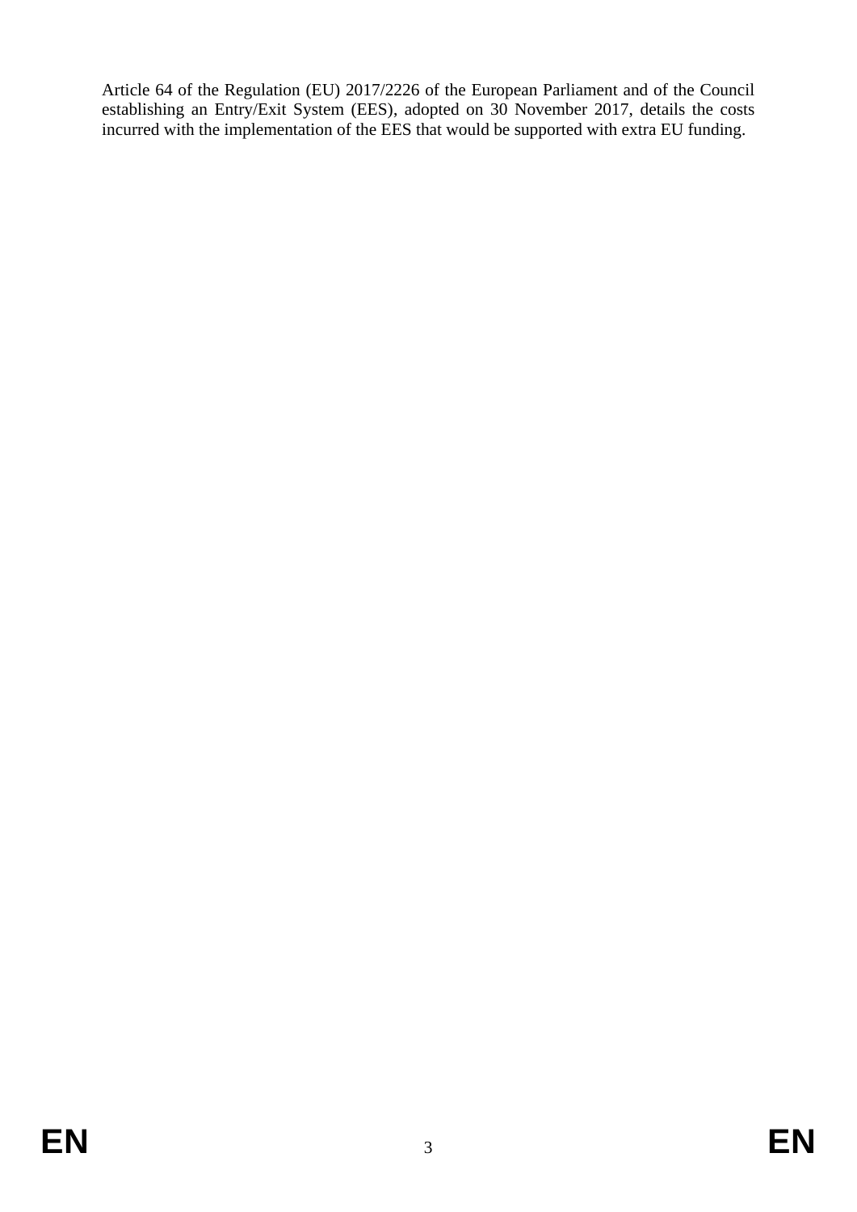Article 64 of the Regulation (EU) 2017/2226 of the European Parliament and of the Council establishing an Entry/Exit System (EES), adopted on 30 November 2017, details the costs incurred with the implementation of the EES that would be supported with extra EU funding.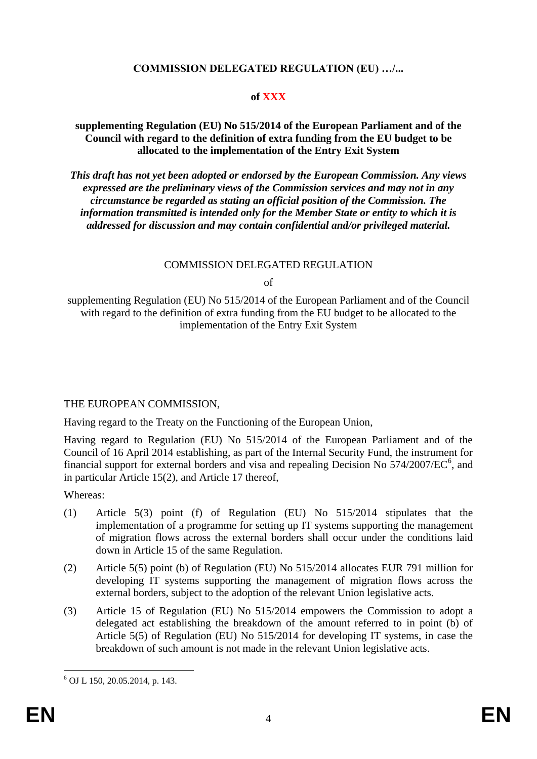**COMMISSION DELEGATED REGULATION (EU) …/...**

**of XXX**

**supplementing Regulation (EU) No 515/2014 of the European Parliament and of the Council with regard to the definition of extra funding from the EU budget to be allocated to the implementation of the Entry Exit System**

***This draft has not yet been adopted or endorsed by the European Commission. Any views expressed are the preliminary views of the Commission services and may not in any circumstance be regarded as stating an official position of the Commission. The information transmitted is intended only for the Member State or entity to which it is addressed for discussion and may contain confidential and/or privileged material.***

COMMISSION DELEGATED REGULATION

of

supplementing Regulation (EU) No 515/2014 of the European Parliament and of the Council with regard to the definition of extra funding from the EU budget to be allocated to the implementation of the Entry Exit System

THE EUROPEAN COMMISSION,

Having regard to the Treaty on the Functioning of the European Union,

Having regard to Regulation (EU) No 515/2014 of the European Parliament and of the Council of 16 April 2014 establishing, as part of the Internal Security Fund, the instrument for financial support for external borders and visa and repealing Decision No 574/2007/EC[6], and in particular Article 15(2), and Article 17 thereof,

Whereas:

(1) Article 5(3) point (f) of Regulation (EU) No 515/2014 stipulates that the implementation of a programme for setting up IT systems supporting the management of migration flows across the external borders shall occur under the conditions laid down in Article 15 of the same Regulation.

(2) Article 5(5) point (b) of Regulation (EU) No 515/2014 allocates EUR 791 million for developing IT systems supporting the management of migration flows across the external borders, subject to the adoption of the relevant Union legislative acts.

(3) Article 15 of Regulation (EU) No 515/2014 empowers the Commission to adopt a delegated act establishing the breakdown of the amount referred to in point (b) of Article 5(5) of Regulation (EU) No 515/2014 for developing IT systems, in case the breakdown of such amount is not made in the relevant Union legislative acts.

[6] OJ L 150, 20.05.2014, p. 143.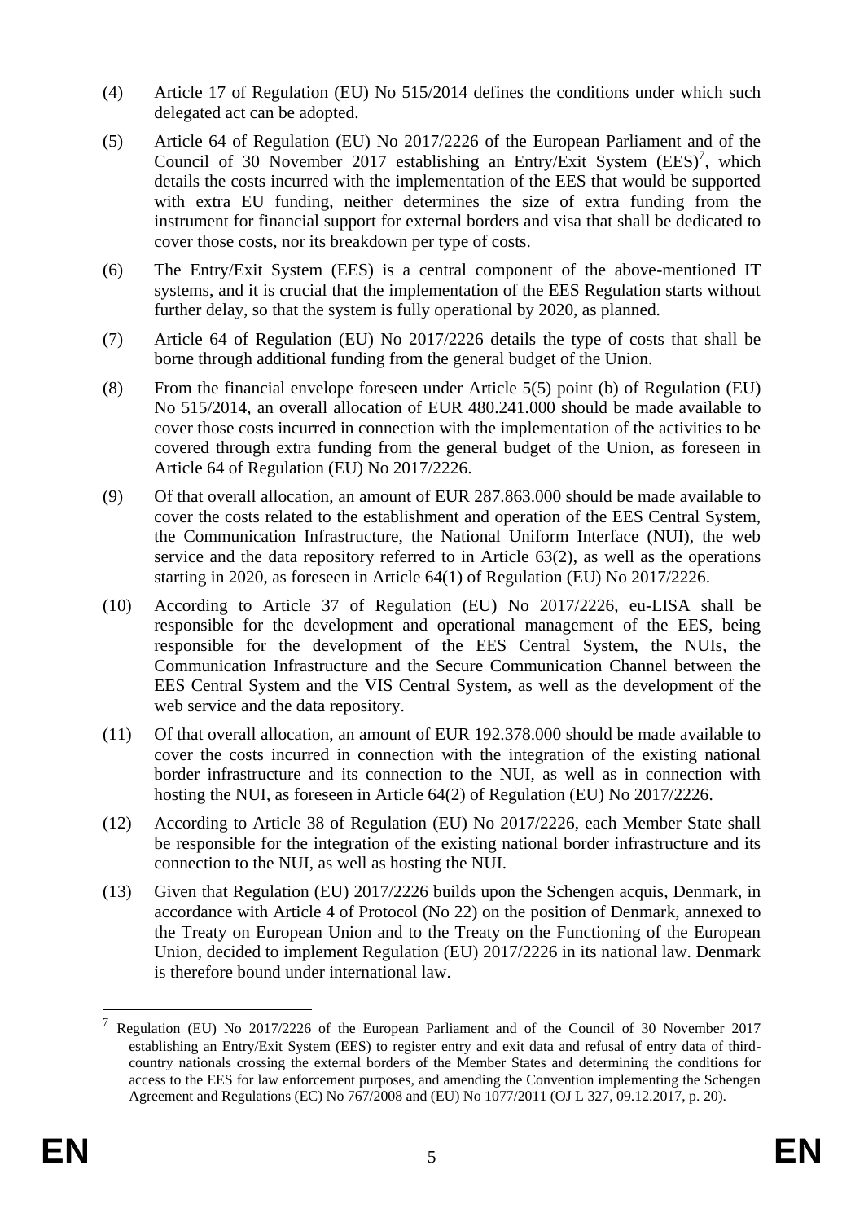(4) Article 17 of Regulation (EU) No 515/2014 defines the conditions under which such delegated act can be adopted.

(5) Article 64 of Regulation (EU) No 2017/2226 of the European Parliament and of the Council of 30 November 2017 establishing an Entry/Exit System (EES)[7], which details the costs incurred with the implementation of the EES that would be supported with extra EU funding, neither determines the size of extra funding from the instrument for financial support for external borders and visa that shall be dedicated to cover those costs, nor its breakdown per type of costs.

(6) The Entry/Exit System (EES) is a central component of the above-mentioned IT systems, and it is crucial that the implementation of the EES Regulation starts without further delay, so that the system is fully operational by 2020, as planned.

(7) Article 64 of Regulation (EU) No 2017/2226 details the type of costs that shall be borne through additional funding from the general budget of the Union.

(8) From the financial envelope foreseen under Article 5(5) point (b) of Regulation (EU) No 515/2014, an overall allocation of EUR 480.241.000 should be made available to cover those costs incurred in connection with the implementation of the activities to be covered through extra funding from the general budget of the Union, as foreseen in Article 64 of Regulation (EU) No 2017/2226.

(9) Of that overall allocation, an amount of EUR 287.863.000 should be made available to cover the costs related to the establishment and operation of the EES Central System, the Communication Infrastructure, the National Uniform Interface (NUI), the web service and the data repository referred to in Article 63(2), as well as the operations starting in 2020, as foreseen in Article 64(1) of Regulation (EU) No 2017/2226.

(10) According to Article 37 of Regulation (EU) No 2017/2226, eu-LISA shall be responsible for the development and operational management of the EES, being responsible for the development of the EES Central System, the NUIs, the Communication Infrastructure and the Secure Communication Channel between the EES Central System and the VIS Central System, as well as the development of the web service and the data repository.

(11) Of that overall allocation, an amount of EUR 192.378.000 should be made available to cover the costs incurred in connection with the integration of the existing national border infrastructure and its connection to the NUI, as well as in connection with hosting the NUI, as foreseen in Article 64(2) of Regulation (EU) No 2017/2226.

(12) According to Article 38 of Regulation (EU) No 2017/2226, each Member State shall be responsible for the integration of the existing national border infrastructure and its connection to the NUI, as well as hosting the NUI.

(13) Given that Regulation (EU) 2017/2226 builds upon the Schengen acquis, Denmark, in accordance with Article 4 of Protocol (No 22) on the position of Denmark, annexed to the Treaty on European Union and to the Treaty on the Functioning of the European Union, decided to implement Regulation (EU) 2017/2226 in its national law. Denmark is therefore bound under international law.

---

[7] Regulation (EU) No 2017/2226 of the European Parliament and of the Council of 30 November 2017 establishing an Entry/Exit System (EES) to register entry and exit data and refusal of entry data of third-country nationals crossing the external borders of the Member States and determining the conditions for access to the EES for law enforcement purposes, and amending the Convention implementing the Schengen Agreement and Regulations (EC) No 767/2008 and (EU) No 1077/2011 (OJ L 327, 09.12.2017, p. 20).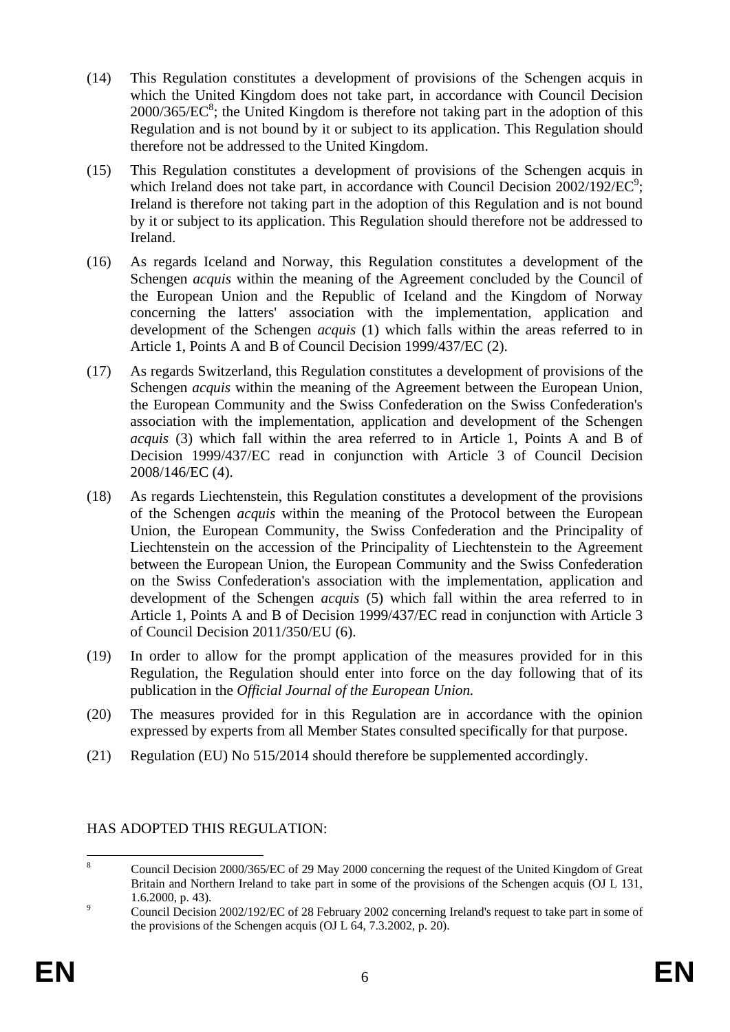(14) This Regulation constitutes a development of provisions of the Schengen acquis in which the United Kingdom does not take part, in accordance with Council Decision 2000/365/EC[8]; the United Kingdom is therefore not taking part in the adoption of this Regulation and is not bound by it or subject to its application. This Regulation should therefore not be addressed to the United Kingdom.

(15) This Regulation constitutes a development of provisions of the Schengen acquis in which Ireland does not take part, in accordance with Council Decision 2002/192/EC[9]; Ireland is therefore not taking part in the adoption of this Regulation and is not bound by it or subject to its application. This Regulation should therefore not be addressed to Ireland.

(16) As regards Iceland and Norway, this Regulation constitutes a development of the Schengen *acquis* within the meaning of the Agreement concluded by the Council of the European Union and the Republic of Iceland and the Kingdom of Norway concerning the latters' association with the implementation, application and development of the Schengen *acquis* (1) which falls within the areas referred to in Article 1, Points A and B of Council Decision 1999/437/EC (2).

(17) As regards Switzerland, this Regulation constitutes a development of provisions of the Schengen *acquis* within the meaning of the Agreement between the European Union, the European Community and the Swiss Confederation on the Swiss Confederation's association with the implementation, application and development of the Schengen *acquis* (3) which fall within the area referred to in Article 1, Points A and B of Decision 1999/437/EC read in conjunction with Article 3 of Council Decision 2008/146/EC (4).

(18) As regards Liechtenstein, this Regulation constitutes a development of the provisions of the Schengen *acquis* within the meaning of the Protocol between the European Union, the European Community, the Swiss Confederation and the Principality of Liechtenstein on the accession of the Principality of Liechtenstein to the Agreement between the European Union, the European Community and the Swiss Confederation on the Swiss Confederation's association with the implementation, application and development of the Schengen *acquis* (5) which fall within the area referred to in Article 1, Points A and B of Decision 1999/437/EC read in conjunction with Article 3 of Council Decision 2011/350/EU (6).

(19) In order to allow for the prompt application of the measures provided for in this Regulation, the Regulation should enter into force on the day following that of its publication in the *Official Journal of the European Union.*

(20) The measures provided for in this Regulation are in accordance with the opinion expressed by experts from all Member States consulted specifically for that purpose.

(21) Regulation (EU) No 515/2014 should therefore be supplemented accordingly.

HAS ADOPTED THIS REGULATION:

---

[8] Council Decision 2000/365/EC of 29 May 2000 concerning the request of the United Kingdom of Great Britain and Northern Ireland to take part in some of the provisions of the Schengen acquis (OJ L 131, 1.6.2000, p. 43).

[9] Council Decision 2002/192/EC of 28 February 2002 concerning Ireland's request to take part in some of the provisions of the Schengen acquis (OJ L 64, 7.3.2002, p. 20).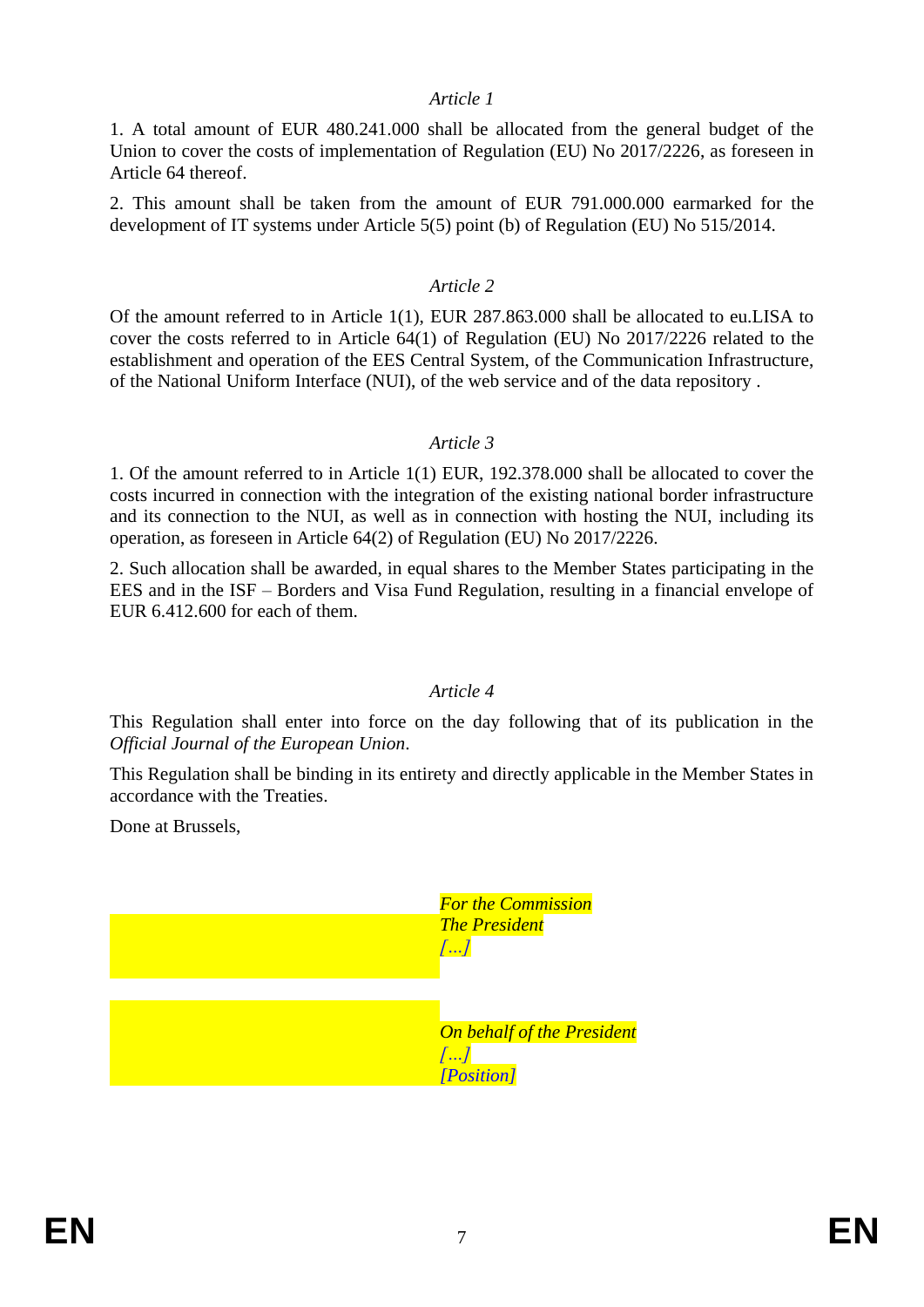*Article 1*

1. A total amount of EUR 480.241.000 shall be allocated from the general budget of the Union to cover the costs of implementation of Regulation (EU) No 2017/2226, as foreseen in Article 64 thereof.

2. This amount shall be taken from the amount of EUR 791.000.000 earmarked for the development of IT systems under Article 5(5) point (b) of Regulation (EU) No 515/2014.

*Article 2*

Of the amount referred to in Article 1(1), EUR 287.863.000 shall be allocated to eu.LISA to cover the costs referred to in Article 64(1) of Regulation (EU) No 2017/2226 related to the establishment and operation of the EES Central System, of the Communication Infrastructure, of the National Uniform Interface (NUI), of the web service and of the data repository .

*Article 3*

1. Of the amount referred to in Article 1(1) EUR, 192.378.000 shall be allocated to cover the costs incurred in connection with the integration of the existing national border infrastructure and its connection to the NUI, as well as in connection with hosting the NUI, including its operation, as foreseen in Article 64(2) of Regulation (EU) No 2017/2226.

2. Such allocation shall be awarded, in equal shares to the Member States participating in the EES and in the ISF – Borders and Visa Fund Regulation, resulting in a financial envelope of EUR 6.412.600 for each of them.

*Article 4*

This Regulation shall enter into force on the day following that of its publication in the *Official Journal of the European Union*.

This Regulation shall be binding in its entirety and directly applicable in the Member States in accordance with the Treaties.

Done at Brussels,

*For the Commission*
*The President*
*[…]*

*On behalf of the President*
*[…]*
*[Position]*